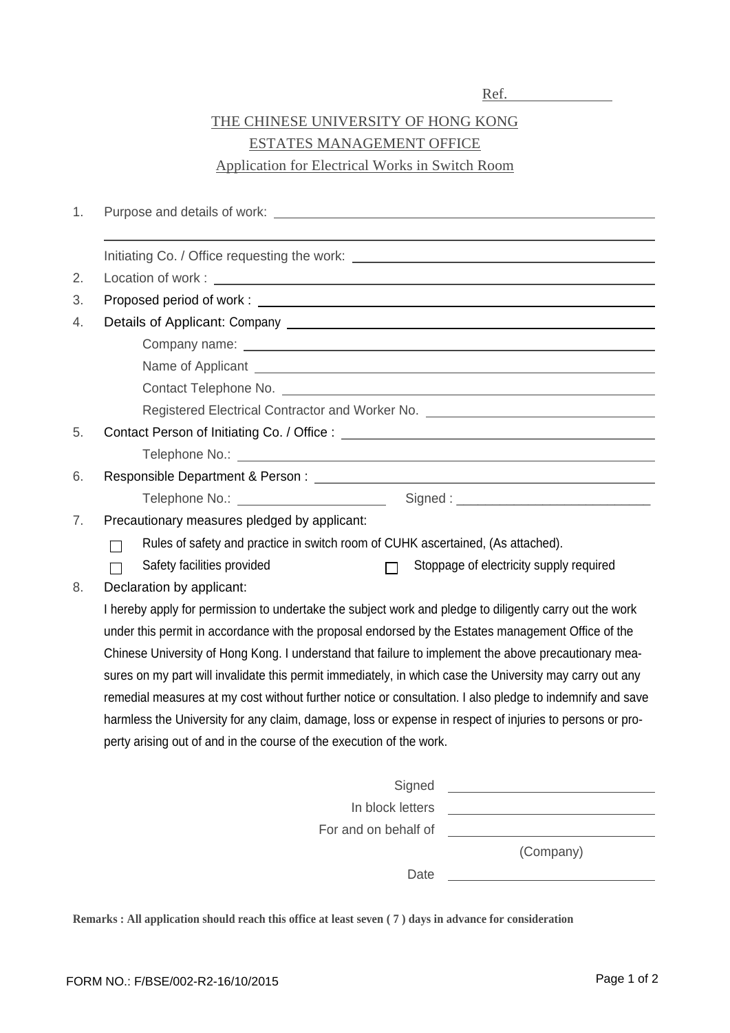Ref. ______________

# THE CHINESE UNIVERSITY OF HONG KONG
## ESTATES MANAGEMENT OFFICE
### Application for Electrical Works in Switch Room

1. Purpose and details of work: ______________________________

   ______________________________

   Initiating Co. / Office requesting the work: ______________________________

2. Location of work : ______________________________

3. Proposed period of work : ______________________________

4. Details of Applicant: Company ______________________________

   Company name: ______________________________

   Name of Applicant ______________________________

   Contact Telephone No. ______________________________

   Registered Electrical Contractor and Worker No. ______________________________

5. Contact Person of Initiating Co. / Office : ______________________________

   Telephone No.: ______________________________

6. Responsible Department & Person : ______________________________

   Telephone No.: ____________________ Signed : ____________________________

7. Precautionary measures pledged by applicant:

   ☐ Rules of safety and practice in switch room of CUHK ascertained, (As attached).

   ☐ Safety facilities provided ☐ Stoppage of electricity supply required

8. Declaration by applicant:

   I hereby apply for permission to undertake the subject work and pledge to diligently carry out the work under this permit in accordance with the proposal endorsed by the Estates management Office of the Chinese University of Hong Kong. I understand that failure to implement the above precautionary measures on my part will invalidate this permit immediately, in which case the University may carry out any remedial measures at my cost without further notice or consultation. I also pledge to indemnify and save harmless the University for any claim, damage, loss or expense in respect of injuries to persons or property arising out of and in the course of the execution of the work.

Signed ______________________________

In block letters ______________________________

For and on behalf of ______________________________

(Company)

Date ______________________________

**Remarks : All application should reach this office at least seven ( 7 ) days in advance for consideration**

FORM NO.: F/BSE/002-R2-16/10/2015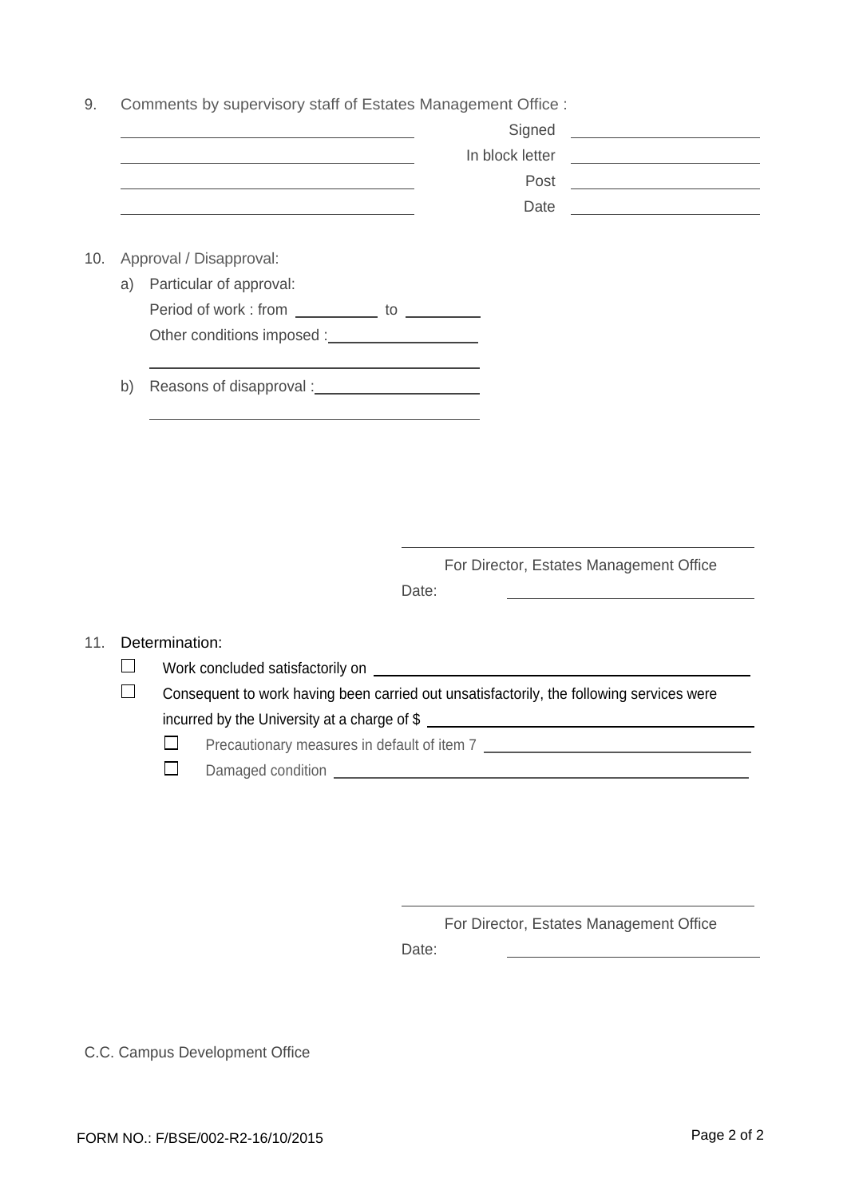9. Comments by supervisory staff of Estates Management Office :

| | | |
|---|---|---|
| ______________________________ | Signed | ____________________ |
| ______________________________ | In block letter | ____________________ |
| ______________________________ | Post | ____________________ |
| ______________________________ | Date | ____________________ |

10. Approval / Disapproval:

   a) Particular of approval:

      Period of work : from __________ to __________

      Other conditions imposed : ____________________

      ______________________________

   b) Reasons of disapproval : ____________________

      ______________________________

______________________________

For Director, Estates Management Office

Date: ____________________

11. Determination:

- ☐ Work concluded satisfactorily on ______________________________
- ☐ Consequent to work having been carried out unsatisfactorily, the following services were incurred by the University at a charge of $ ______________________________
  - ☐ Precautionary measures in default of item 7 ______________________________
  - ☐ Damaged condition ______________________________

______________________________

For Director, Estates Management Office

Date: ____________________

C.C. Campus Development Office

FORM NO.: F/BSE/002-R2-16/10/2015